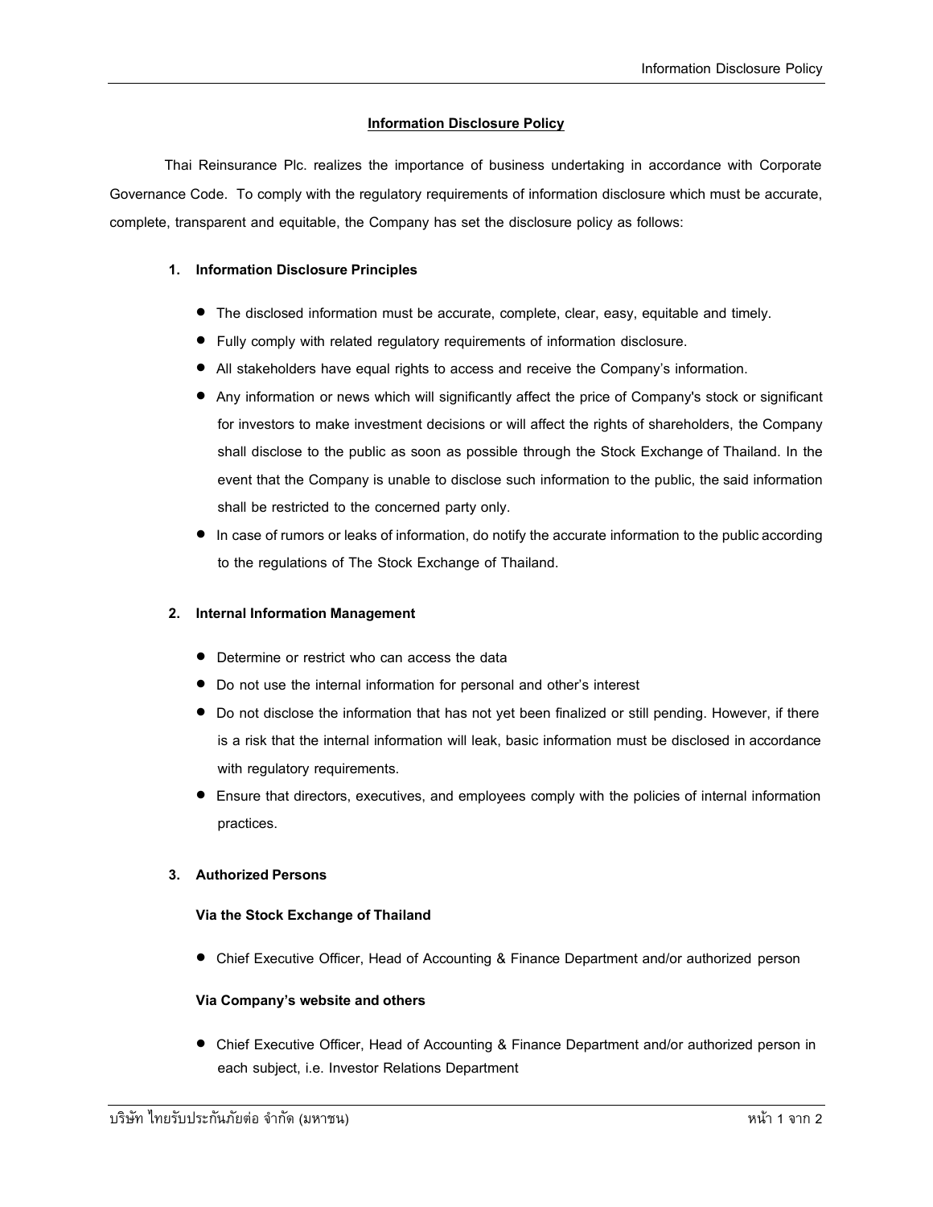# Information Disclosure Policy

Thai Reinsurance Plc. realizes the importance of business undertaking in accordance with Corporate Governance Code. To comply with the regulatory requirements of information disclosure which must be accurate, complete, transparent and equitable, the Company has set the disclosure policy as follows:

## 1. Information Disclosure Principles

- The disclosed information must be accurate, complete, clear, easy, equitable and timely.
- Fully comply with related regulatory requirements of information disclosure.
- All stakeholders have equal rights to access and receive the Company's information.
- Any information or news which will significantly affect the price of Company's stock or significant for investors to make investment decisions or will affect the rights of shareholders, the Company shall disclose to the public as soon as possible through the Stock Exchange of Thailand. In the event that the Company is unable to disclose such information to the public, the said information shall be restricted to the concerned party only.
- In case of rumors or leaks of information, do notify the accurate information to the public according to the regulations of The Stock Exchange of Thailand.

## 2. Internal Information Management

- Determine or restrict who can access the data
- Do not use the internal information for personal and other's interest
- Do not disclose the information that has not yet been finalized or still pending. However, if there is a risk that the internal information will leak, basic information must be disclosed in accordance with regulatory requirements.
- Ensure that directors, executives, and employees comply with the policies of internal information practices.

## 3. Authorized Persons

**Via the Stock Exchange of Thailand**

- Chief Executive Officer, Head of Accounting & Finance Department and/or authorized person

**Via Company's website and others**

- Chief Executive Officer, Head of Accounting & Finance Department and/or authorized person in each subject, i.e. Investor Relations Department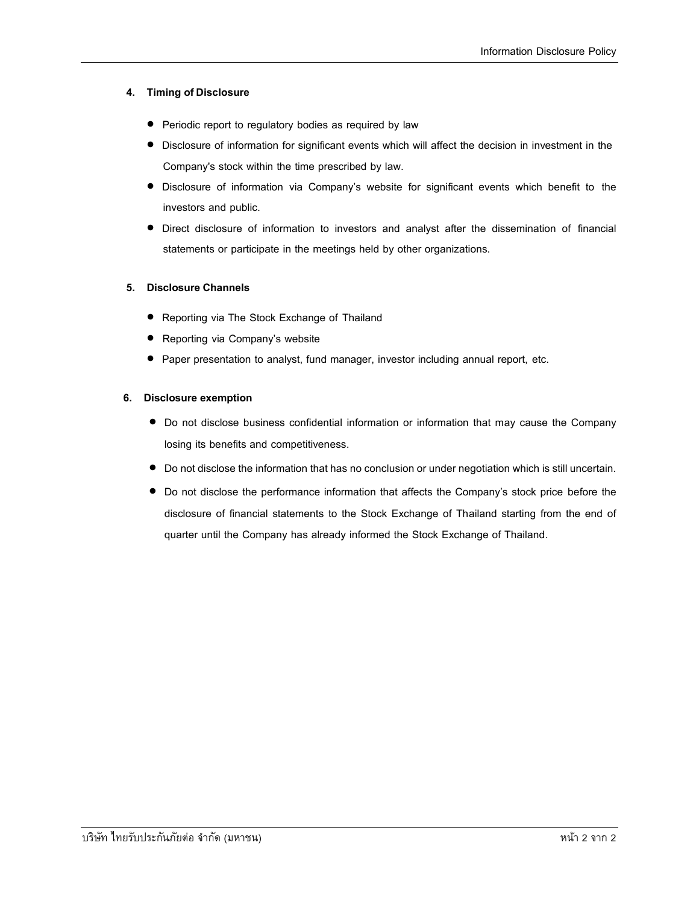## 4. Timing of Disclosure

- Periodic report to regulatory bodies as required by law
- Disclosure of information for significant events which will affect the decision in investment in the Company's stock within the time prescribed by law.
- Disclosure of information via Company's website for significant events which benefit to the investors and public.
- Direct disclosure of information to investors and analyst after the dissemination of financial statements or participate in the meetings held by other organizations.

## 5. Disclosure Channels

- Reporting via The Stock Exchange of Thailand
- Reporting via Company's website
- Paper presentation to analyst, fund manager, investor including annual report, etc.

## 6. Disclosure exemption

- Do not disclose business confidential information or information that may cause the Company losing its benefits and competitiveness.
- Do not disclose the information that has no conclusion or under negotiation which is still uncertain.
- Do not disclose the performance information that affects the Company's stock price before the disclosure of financial statements to the Stock Exchange of Thailand starting from the end of quarter until the Company has already informed the Stock Exchange of Thailand.